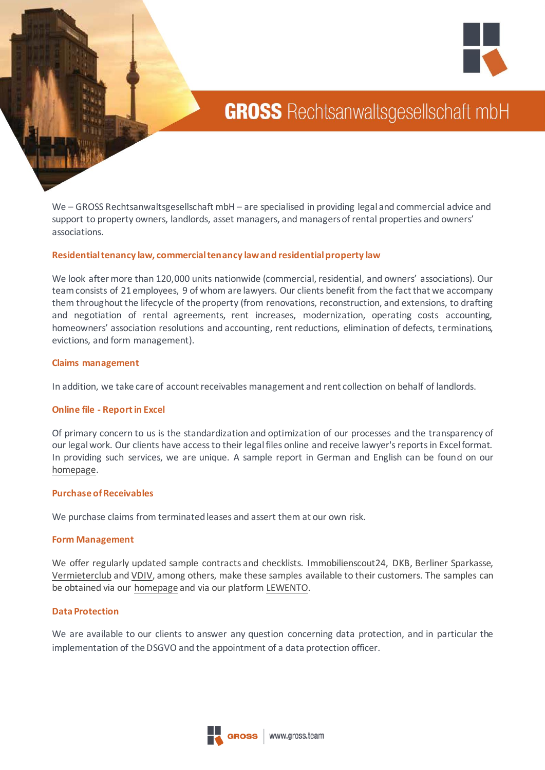# GROSS Rechtsanwaltsgesellschaft mbH

We – GROSS Rechtsanwaltsgesellschaft mbH – are specialised in providing legal and commercial advice and support to property owners, landlords, asset managers, and managers of rental properties and owners' associations.

## Residential tenancy law, commercial tenancy law and residential property law

We look after more than 120,000 units nationwide (commercial, residential, and owners' associations). Our team consists of 21 employees, 9 of whom are lawyers. Our clients benefit from the fact that we accompany them throughout the lifecycle of the property (from renovations, reconstruction, and extensions, to drafting and negotiation of rental agreements, rent increases, modernization, operating costs accounting, homeowners' association resolutions and accounting, rent reductions, elimination of defects, terminations, evictions, and form management).

## Claims management

In addition, we take care of account receivables management and rent collection on behalf of landlords.

## Online file - Report in Excel

Of primary concern to us is the standardization and optimization of our processes and the transparency of our legal work. Our clients have access to their legal files online and receive lawyer's reports in Excel format. In providing such services, we are unique. A sample report in German and English can be found on our homepage.

## Purchase of Receivables

We purchase claims from terminated leases and assert them at our own risk.

## Form Management

We offer regularly updated sample contracts and checklists. Immobilienscout24, DKB, Berliner Sparkasse, Vermieterclub and VDIV, among others, make these samples available to their customers. The samples can be obtained via our homepage and via our platform LEWENTO.

## Data Protection

We are available to our clients to answer any question concerning data protection, and in particular the implementation of the DSGVO and the appointment of a data protection officer.

GROSS | www.gross.team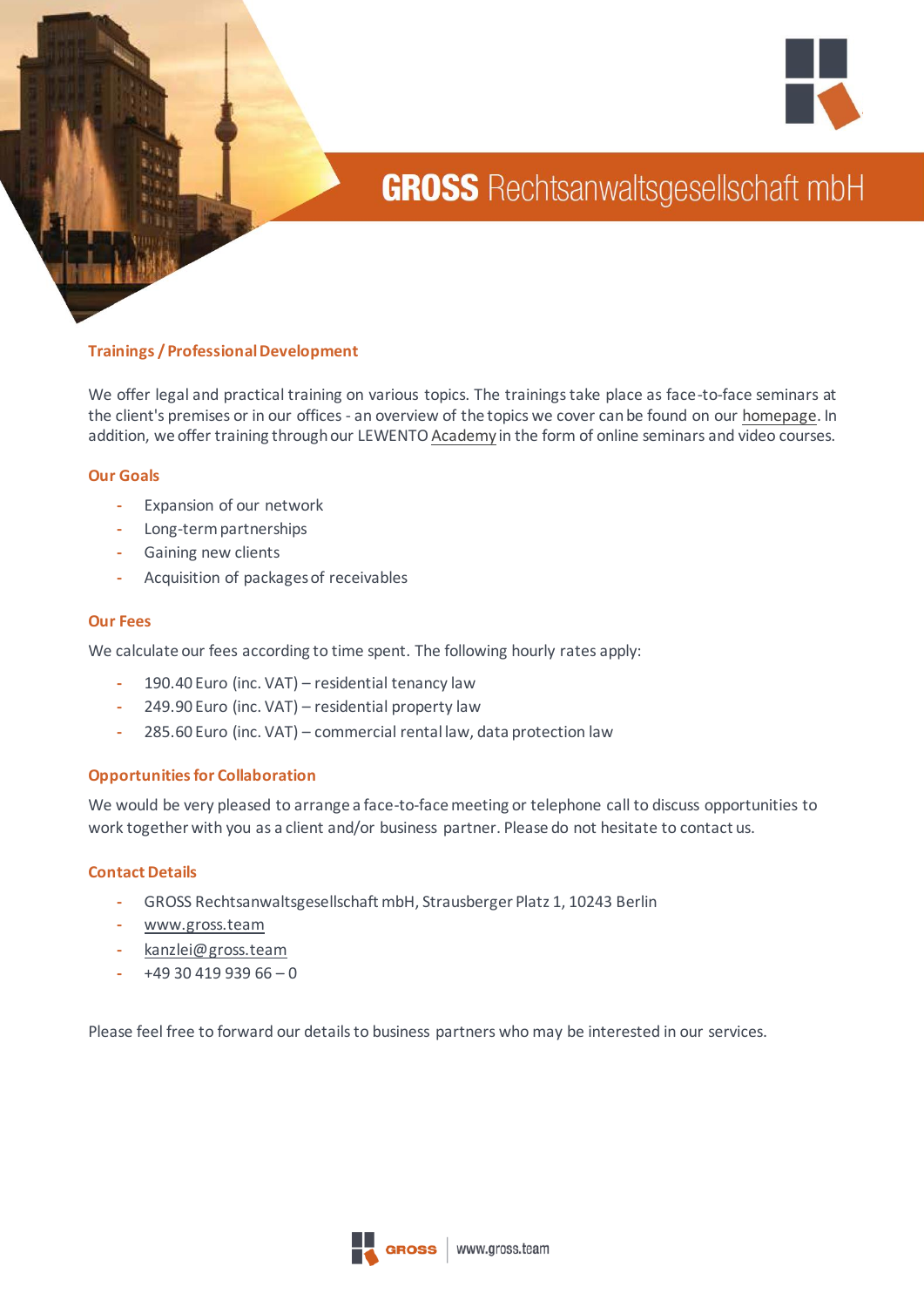# GROSS Rechtsanwaltsgesellschaft mbH

## Trainings / Professional Development

We offer legal and practical training on various topics. The trainings take place as face-to-face seminars at the client's premises or in our offices - an overview of the topics we cover can be found on our homepage. In addition, we offer training through our LEWENTO Academy in the form of online seminars and video courses.

### Our Goals

- Expansion of our network
- Long-term partnerships
- Gaining new clients
- Acquisition of packages of receivables

### Our Fees

We calculate our fees according to time spent. The following hourly rates apply:

- 190.40 Euro (inc. VAT) – residential tenancy law
- 249.90 Euro (inc. VAT) – residential property law
- 285.60 Euro (inc. VAT) – commercial rental law, data protection law

### Opportunities for Collaboration

We would be very pleased to arrange a face-to-face meeting or telephone call to discuss opportunities to work together with you as a client and/or business partner. Please do not hesitate to contact us.

### Contact Details

- GROSS Rechtsanwaltsgesellschaft mbH, Strausberger Platz 1, 10243 Berlin
- www.gross.team
- kanzlei@gross.team
- +49 30 419 939 66 – 0

Please feel free to forward our details to business partners who may be interested in our services.